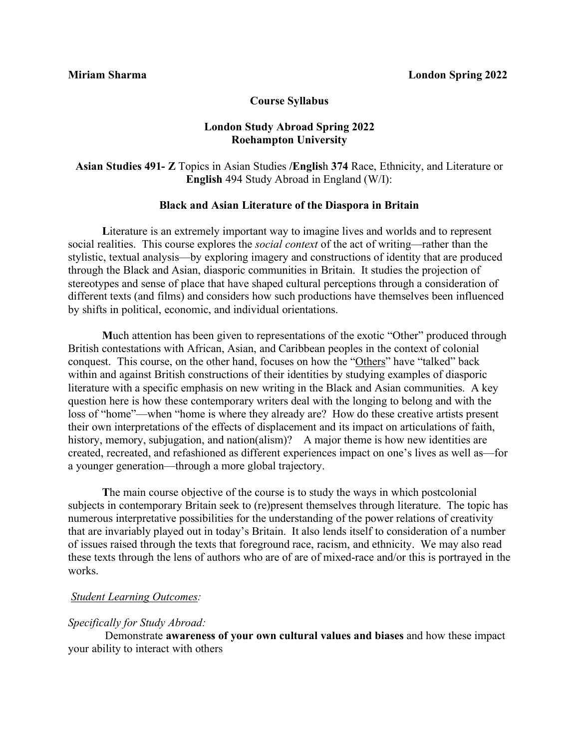**Miriam Sharma** **London Spring 2022**

**Course Syllabus**

**London Study Abroad Spring 2022**
**Roehampton University**

**Asian Studies 491- Z** Topics in Asian Studies **/Englis**h **374** Race, Ethnicity, and Literature or **English** 494 Study Abroad in England (W/I):

**Black and Asian Literature of the Diaspora in Britain**

**L**iterature is an extremely important way to imagine lives and worlds and to represent social realities. This course explores the *social context* of the act of writing—rather than the stylistic, textual analysis—by exploring imagery and constructions of identity that are produced through the Black and Asian, diasporic communities in Britain. It studies the projection of stereotypes and sense of place that have shaped cultural perceptions through a consideration of different texts (and films) and considers how such productions have themselves been influenced by shifts in political, economic, and individual orientations.

**M**uch attention has been given to representations of the exotic "Other" produced through British contestations with African, Asian, and Caribbean peoples in the context of colonial conquest. This course, on the other hand, focuses on how the "Others" have "talked" back within and against British constructions of their identities by studying examples of diasporic literature with a specific emphasis on new writing in the Black and Asian communities. A key question here is how these contemporary writers deal with the longing to belong and with the loss of "home"—when "home is where they already are? How do these creative artists present their own interpretations of the effects of displacement and its impact on articulations of faith, history, memory, subjugation, and nation(alism)? A major theme is how new identities are created, recreated, and refashioned as different experiences impact on one's lives as well as—for a younger generation—through a more global trajectory.

**T**he main course objective of the course is to study the ways in which postcolonial subjects in contemporary Britain seek to (re)present themselves through literature. The topic has numerous interpretative possibilities for the understanding of the power relations of creativity that are invariably played out in today's Britain. It also lends itself to consideration of a number of issues raised through the texts that foreground race, racism, and ethnicity. We may also read these texts through the lens of authors who are of are of mixed-race and/or this is portrayed in the works.

*Student Learning Outcomes:*

*Specifically for Study Abroad:*

Demonstrate **awareness of your own cultural values and biases** and how these impact your ability to interact with others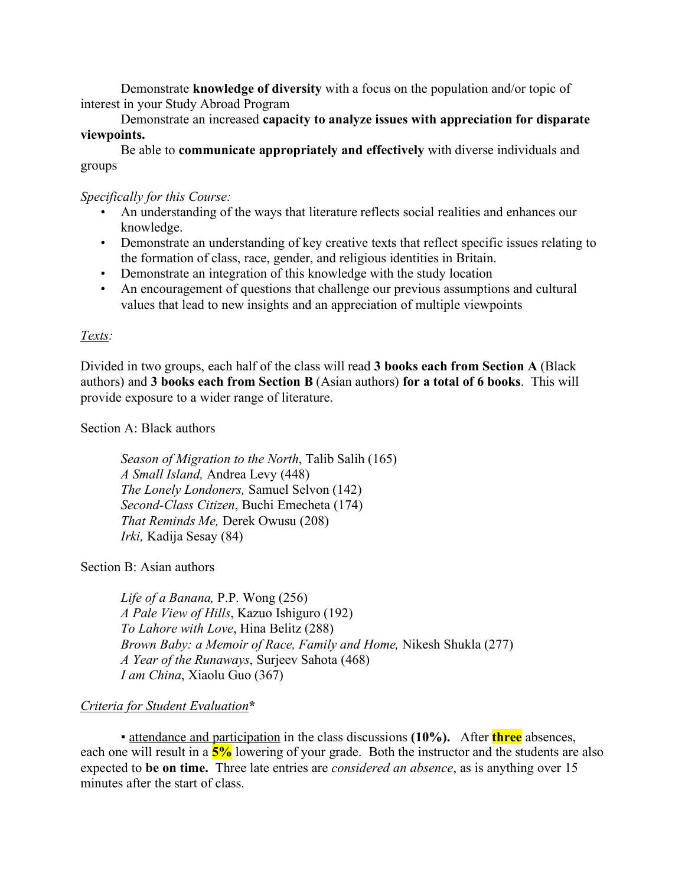Demonstrate **knowledge of diversity** with a focus on the population and/or topic of interest in your Study Abroad Program

Demonstrate an increased **capacity to analyze issues with appreciation for disparate viewpoints.**

Be able to **communicate appropriately and effectively** with diverse individuals and groups

*Specifically for this Course:*

- An understanding of the ways that literature reflects social realities and enhances our knowledge.
- Demonstrate an understanding of key creative texts that reflect specific issues relating to the formation of class, race, gender, and religious identities in Britain.
- Demonstrate an integration of this knowledge with the study location
- An encouragement of questions that challenge our previous assumptions and cultural values that lead to new insights and an appreciation of multiple viewpoints

*Texts:*

Divided in two groups, each half of the class will read **3 books each from Section A** (Black authors) and **3 books each from Section B** (Asian authors) **for a total of 6 books**. This will provide exposure to a wider range of literature.

Section A: Black authors

*Season of Migration to the North*, Talib Salih (165)
*A Small Island,* Andrea Levy (448)
*The Lonely Londoners,* Samuel Selvon (142)
*Second-Class Citizen*, Buchi Emecheta (174)
*That Reminds Me,* Derek Owusu (208)
*Irki,* Kadija Sesay (84)

Section B: Asian authors

*Life of a Banana,* P.P. Wong (256)
*A Pale View of Hills*, Kazuo Ishiguro (192)
*To Lahore with Love*, Hina Belitz (288)
*Brown Baby: a Memoir of Race, Family and Home,* Nikesh Shukla (277)
*A Year of the Runaways*, Surjeev Sahota (468)
*I am China*, Xiaolu Guo (367)

*Criteria for Student Evaluation***\***

▪ attendance and participation in the class discussions **(10%).** After **three** absences, each one will result in a **5%** lowering of your grade. Both the instructor and the students are also expected to **be on time.** Three late entries are *considered an absence*, as is anything over 15 minutes after the start of class.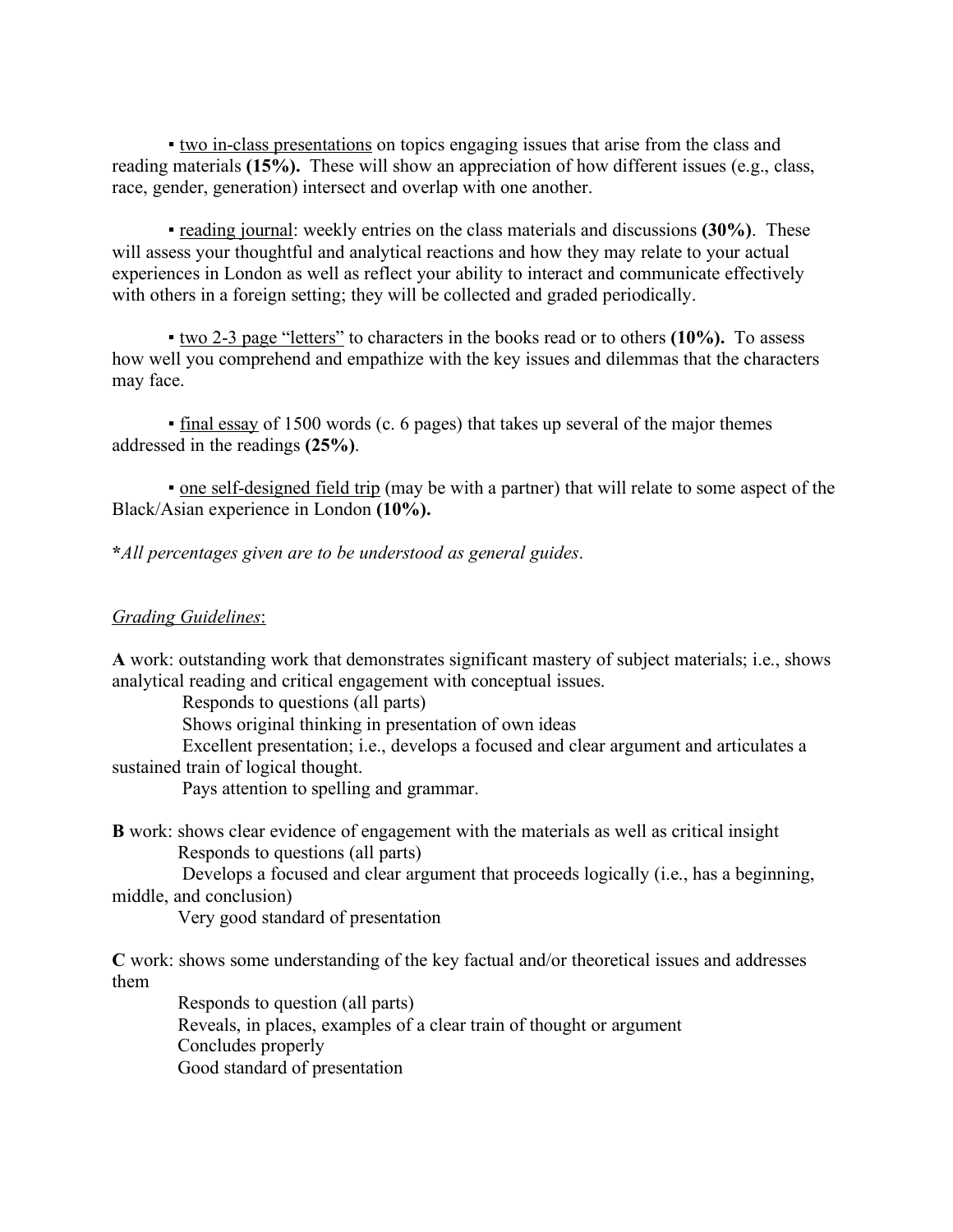- <u>two in-class presentations</u> on topics engaging issues that arise from the class and reading materials **(15%).** These will show an appreciation of how different issues (e.g., class, race, gender, generation) intersect and overlap with one another.

- <u>reading journal</u>: weekly entries on the class materials and discussions **(30%)**. These will assess your thoughtful and analytical reactions and how they may relate to your actual experiences in London as well as reflect your ability to interact and communicate effectively with others in a foreign setting; they will be collected and graded periodically.

- <u>two 2-3 page "letters"</u> to characters in the books read or to others **(10%).** To assess how well you comprehend and empathize with the key issues and dilemmas that the characters may face.

- <u>final essay</u> of 1500 words (c. 6 pages) that takes up several of the major themes addressed in the readings **(25%)**.

- <u>one self-designed field trip</u> (may be with a partner) that will relate to some aspect of the Black/Asian experience in London **(10%).**

***All percentages given are to be understood as general guides*.**

*<u>Grading Guidelines</u>*:

**A** work: outstanding work that demonstrates significant mastery of subject materials; i.e., shows analytical reading and critical engagement with conceptual issues.

Responds to questions (all parts)
Shows original thinking in presentation of own ideas
Excellent presentation; i.e., develops a focused and clear argument and articulates a sustained train of logical thought.
Pays attention to spelling and grammar.

**B** work: shows clear evidence of engagement with the materials as well as critical insight

Responds to questions (all parts)
Develops a focused and clear argument that proceeds logically (i.e., has a beginning, middle, and conclusion)
Very good standard of presentation

**C** work: shows some understanding of the key factual and/or theoretical issues and addresses them

Responds to question (all parts)
Reveals, in places, examples of a clear train of thought or argument
Concludes properly
Good standard of presentation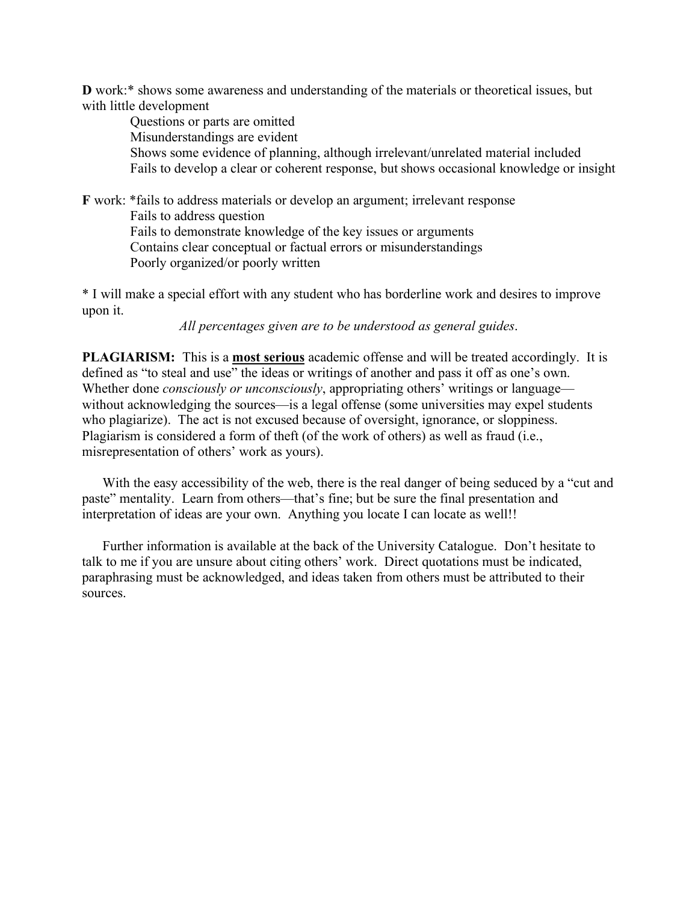**D** work:* shows some awareness and understanding of the materials or theoretical issues, but with little development

Questions or parts are omitted
Misunderstandings are evident
Shows some evidence of planning, although irrelevant/unrelated material included
Fails to develop a clear or coherent response, but shows occasional knowledge or insight

**F** work: *fails to address materials or develop an argument; irrelevant response

Fails to address question
Fails to demonstrate knowledge of the key issues or arguments
Contains clear conceptual or factual errors or misunderstandings
Poorly organized/or poorly written

* I will make a special effort with any student who has borderline work and desires to improve upon it.

*All percentages given are to be understood as general guides*.

**PLAGIARISM:** This is a **<u>most serious</u>** academic offense and will be treated accordingly. It is defined as "to steal and use" the ideas or writings of another and pass it off as one's own. Whether done *consciously or unconsciously*, appropriating others' writings or language—without acknowledging the sources—is a legal offense (some universities may expel students who plagiarize). The act is not excused because of oversight, ignorance, or sloppiness. Plagiarism is considered a form of theft (of the work of others) as well as fraud (i.e., misrepresentation of others' work as yours).

With the easy accessibility of the web, there is the real danger of being seduced by a "cut and paste" mentality. Learn from others—that's fine; but be sure the final presentation and interpretation of ideas are your own. Anything you locate I can locate as well!!

Further information is available at the back of the University Catalogue. Don't hesitate to talk to me if you are unsure about citing others' work. Direct quotations must be indicated, paraphrasing must be acknowledged, and ideas taken from others must be attributed to their sources.